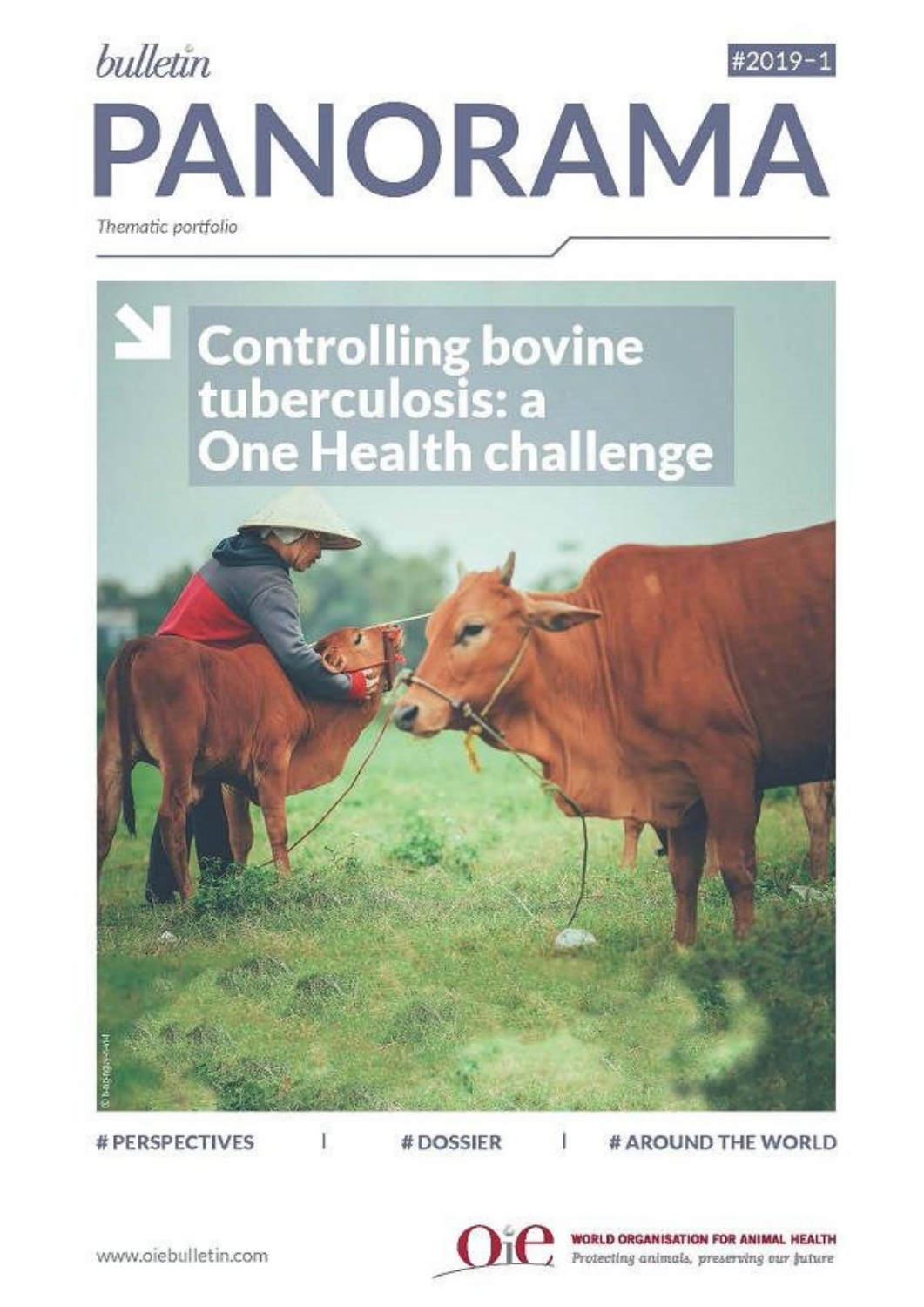*bulletin*

#2019-1

# PANORAMA

*Thematic portfolio*

## Controlling bovine tuberculosis: a One Health challenge

# PERSPECTIVES | # DOSSIER | # AROUND THE WORLD

www.oiebulletin.com

WORLD ORGANISATION FOR ANIMAL HEALTH

*Protecting animals, preserving our future*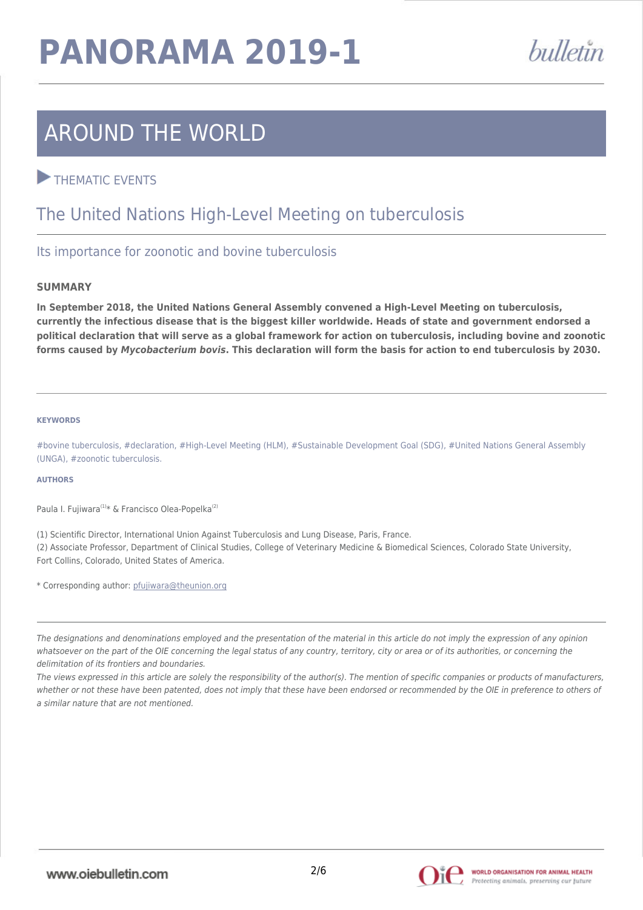# AROUND THE WORLD

THEMATIC EVENTS

## The United Nations High-Level Meeting on tuberculosis

### Its importance for zoonotic and bovine tuberculosis

#### SUMMARY

**In September 2018, the United Nations General Assembly convened a High-Level Meeting on tuberculosis, currently the infectious disease that is the biggest killer worldwide. Heads of state and government endorsed a political declaration that will serve as a global framework for action on tuberculosis, including bovine and zoonotic forms caused by *Mycobacterium bovis*. This declaration will form the basis for action to end tuberculosis by 2030.**

---

##### KEYWORDS

#bovine tuberculosis, #declaration, #High-Level Meeting (HLM), #Sustainable Development Goal (SDG), #United Nations General Assembly (UNGA), #zoonotic tuberculosis.

##### AUTHORS

Paula I. Fujiwara[1]* & Francisco Olea-Popelka[2]

(1) Scientific Director, International Union Against Tuberculosis and Lung Disease, Paris, France.
(2) Associate Professor, Department of Clinical Studies, College of Veterinary Medicine & Biomedical Sciences, Colorado State University, Fort Collins, Colorado, United States of America.

* Corresponding author: pfujiwara@theunion.org

---

*The designations and denominations employed and the presentation of the material in this article do not imply the expression of any opinion whatsoever on the part of the OIE concerning the legal status of any country, territory, city or area or of its authorities, or concerning the delimitation of its frontiers and boundaries.*
*The views expressed in this article are solely the responsibility of the author(s). The mention of specific companies or products of manufacturers, whether or not these have been patented, does not imply that these have been endorsed or recommended by the OIE in preference to others of a similar nature that are not mentioned.*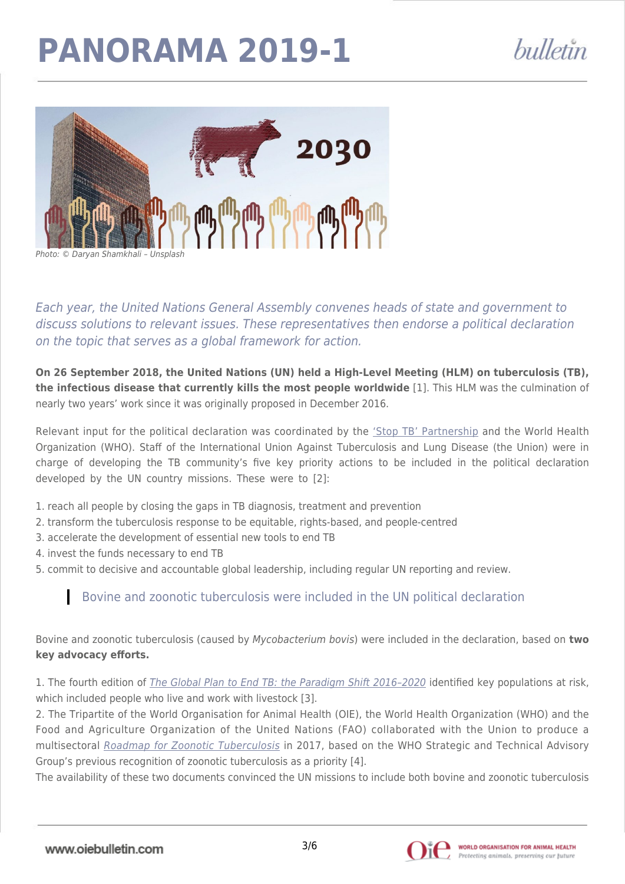Photo: © Daryan Shamkhali – Unsplash

*Each year, the United Nations General Assembly convenes heads of state and government to discuss solutions to relevant issues. These representatives then endorse a political declaration on the topic that serves as a global framework for action.*

**On 26 September 2018, the United Nations (UN) held a High-Level Meeting (HLM) on tuberculosis (TB), the infectious disease that currently kills the most people worldwide** [1]. This HLM was the culmination of nearly two years' work since it was originally proposed in December 2016.

Relevant input for the political declaration was coordinated by the 'Stop TB' Partnership and the World Health Organization (WHO). Staff of the International Union Against Tuberculosis and Lung Disease (the Union) were in charge of developing the TB community's five key priority actions to be included in the political declaration developed by the UN country missions. These were to [2]:

1. reach all people by closing the gaps in TB diagnosis, treatment and prevention
2. transform the tuberculosis response to be equitable, rights-based, and people-centred
3. accelerate the development of essential new tools to end TB
4. invest the funds necessary to end TB
5. commit to decisive and accountable global leadership, including regular UN reporting and review.

> Bovine and zoonotic tuberculosis were included in the UN political declaration

Bovine and zoonotic tuberculosis (caused by *Mycobacterium bovis*) were included in the declaration, based on **two key advocacy efforts.**

1. The fourth edition of *The Global Plan to End TB: the Paradigm Shift 2016–2020* identified key populations at risk, which included people who live and work with livestock [3].
2. The Tripartite of the World Organisation for Animal Health (OIE), the World Health Organization (WHO) and the Food and Agriculture Organization of the United Nations (FAO) collaborated with the Union to produce a multisectoral *Roadmap for Zoonotic Tuberculosis* in 2017, based on the WHO Strategic and Technical Advisory Group's previous recognition of zoonotic tuberculosis as a priority [4].

The availability of these two documents convinced the UN missions to include both bovine and zoonotic tuberculosis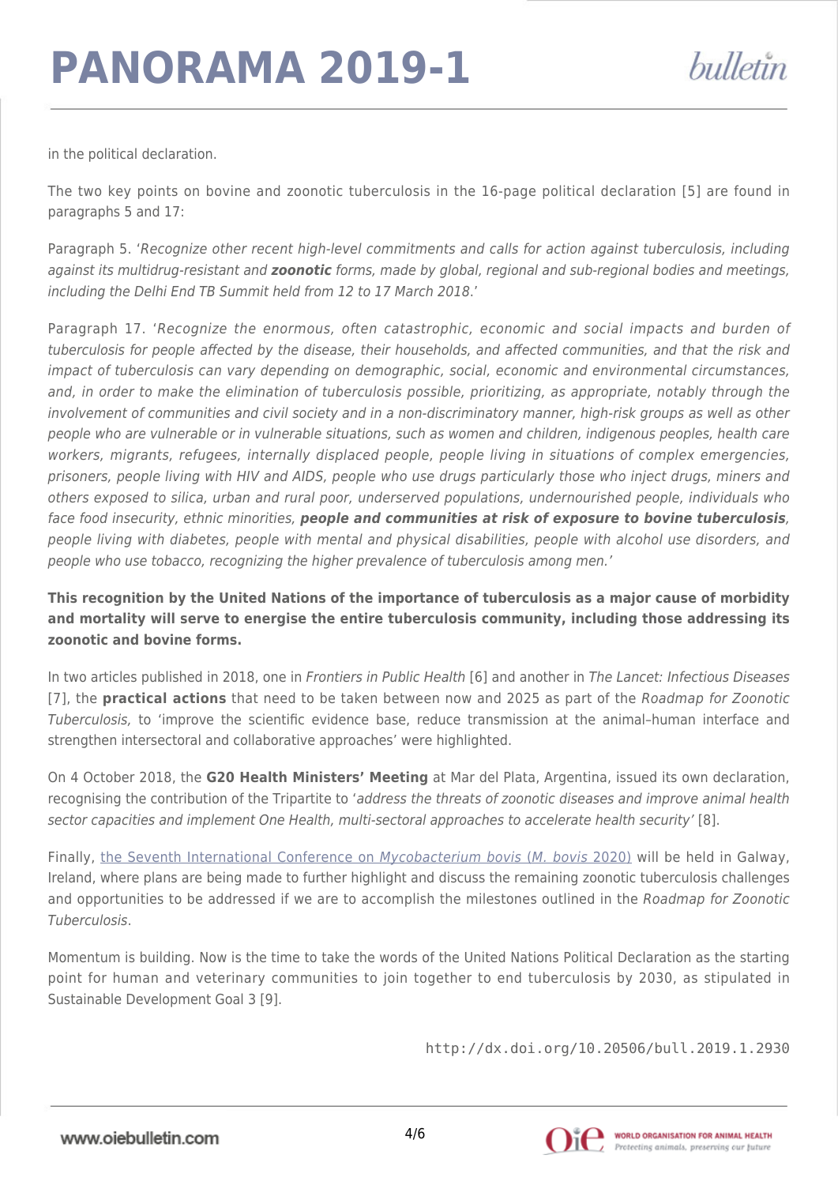in the political declaration.

The two key points on bovine and zoonotic tuberculosis in the 16-page political declaration [5] are found in paragraphs 5 and 17:

Paragraph 5. '*Recognize other recent high-level commitments and calls for action against tuberculosis, including against its multidrug-resistant and* ***zoonotic*** *forms, made by global, regional and sub-regional bodies and meetings, including the Delhi End TB Summit held from 12 to 17 March 2018*.'

Paragraph 17. '*Recognize the enormous, often catastrophic, economic and social impacts and burden of tuberculosis for people affected by the disease, their households, and affected communities, and that the risk and impact of tuberculosis can vary depending on demographic, social, economic and environmental circumstances, and, in order to make the elimination of tuberculosis possible, prioritizing, as appropriate, notably through the involvement of communities and civil society and in a non-discriminatory manner, high-risk groups as well as other people who are vulnerable or in vulnerable situations, such as women and children, indigenous peoples, health care workers, migrants, refugees, internally displaced people, people living in situations of complex emergencies, prisoners, people living with HIV and AIDS, people who use drugs particularly those who inject drugs, miners and others exposed to silica, urban and rural poor, underserved populations, undernourished people, individuals who face food insecurity, ethnic minorities,* ***people and communities at risk of exposure to bovine tuberculosis****, people living with diabetes, people with mental and physical disabilities, people with alcohol use disorders, and people who use tobacco, recognizing the higher prevalence of tuberculosis among men.*'

**This recognition by the United Nations of the importance of tuberculosis as a major cause of morbidity and mortality will serve to energise the entire tuberculosis community, including those addressing its zoonotic and bovine forms.**

In two articles published in 2018, one in *Frontiers in Public Health* [6] and another in *The Lancet: Infectious Diseases* [7], the **practical actions** that need to be taken between now and 2025 as part of the *Roadmap for Zoonotic Tuberculosis*, to 'improve the scientific evidence base, reduce transmission at the animal–human interface and strengthen intersectoral and collaborative approaches' were highlighted.

On 4 October 2018, the **G20 Health Ministers' Meeting** at Mar del Plata, Argentina, issued its own declaration, recognising the contribution of the Tripartite to '*address the threats of zoonotic diseases and improve animal health sector capacities and implement One Health, multi-sectoral approaches to accelerate health security*' [8].

Finally, the Seventh International Conference on *Mycobacterium bovis* (*M. bovis* 2020) will be held in Galway, Ireland, where plans are being made to further highlight and discuss the remaining zoonotic tuberculosis challenges and opportunities to be addressed if we are to accomplish the milestones outlined in the *Roadmap for Zoonotic Tuberculosis*.

Momentum is building. Now is the time to take the words of the United Nations Political Declaration as the starting point for human and veterinary communities to join together to end tuberculosis by 2030, as stipulated in Sustainable Development Goal 3 [9].

http://dx.doi.org/10.20506/bull.2019.1.2930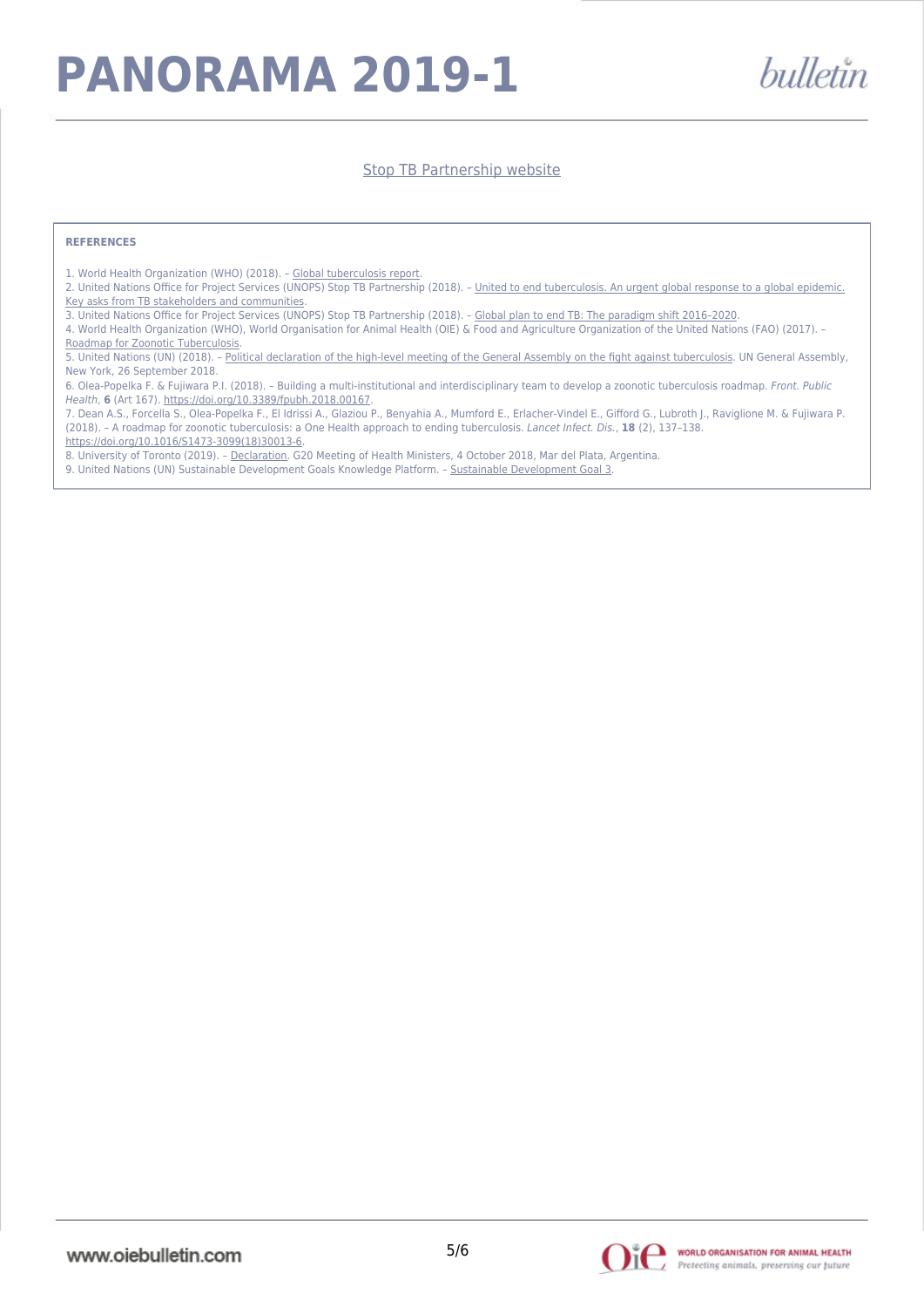[Stop TB Partnership website]

**REFERENCES**

1. World Health Organization (WHO) (2018). – Global tuberculosis report.
2. United Nations Office for Project Services (UNOPS) Stop TB Partnership (2018). – United to end tuberculosis. An urgent global response to a global epidemic. Key asks from TB stakeholders and communities.
3. United Nations Office for Project Services (UNOPS) Stop TB Partnership (2018). – Global plan to end TB: The paradigm shift 2016–2020.
4. World Health Organization (WHO), World Organisation for Animal Health (OIE) & Food and Agriculture Organization of the United Nations (FAO) (2017). – Roadmap for Zoonotic Tuberculosis.
5. United Nations (UN) (2018). – Political declaration of the high-level meeting of the General Assembly on the fight against tuberculosis. UN General Assembly, New York, 26 September 2018.
6. Olea-Popelka F. & Fujiwara P.I. (2018). – Building a multi-institutional and interdisciplinary team to develop a zoonotic tuberculosis roadmap. *Front. Public Health*, **6** (Art 167). https://doi.org/10.3389/fpubh.2018.00167.
7. Dean A.S., Forcella S., Olea-Popelka F., El Idrissi A., Glaziou P., Benyahia A., Mumford E., Erlacher-Vindel E., Gifford G., Lubroth J., Raviglione M. & Fujiwara P. (2018). – A roadmap for zoonotic tuberculosis: a One Health approach to ending tuberculosis. *Lancet Infect. Dis.*, **18** (2), 137–138. https://doi.org/10.1016/S1473-3099(18)30013-6.
8. University of Toronto (2019). – Declaration. G20 Meeting of Health Ministers, 4 October 2018, Mar del Plata, Argentina.
9. United Nations (UN) Sustainable Development Goals Knowledge Platform. – Sustainable Development Goal 3.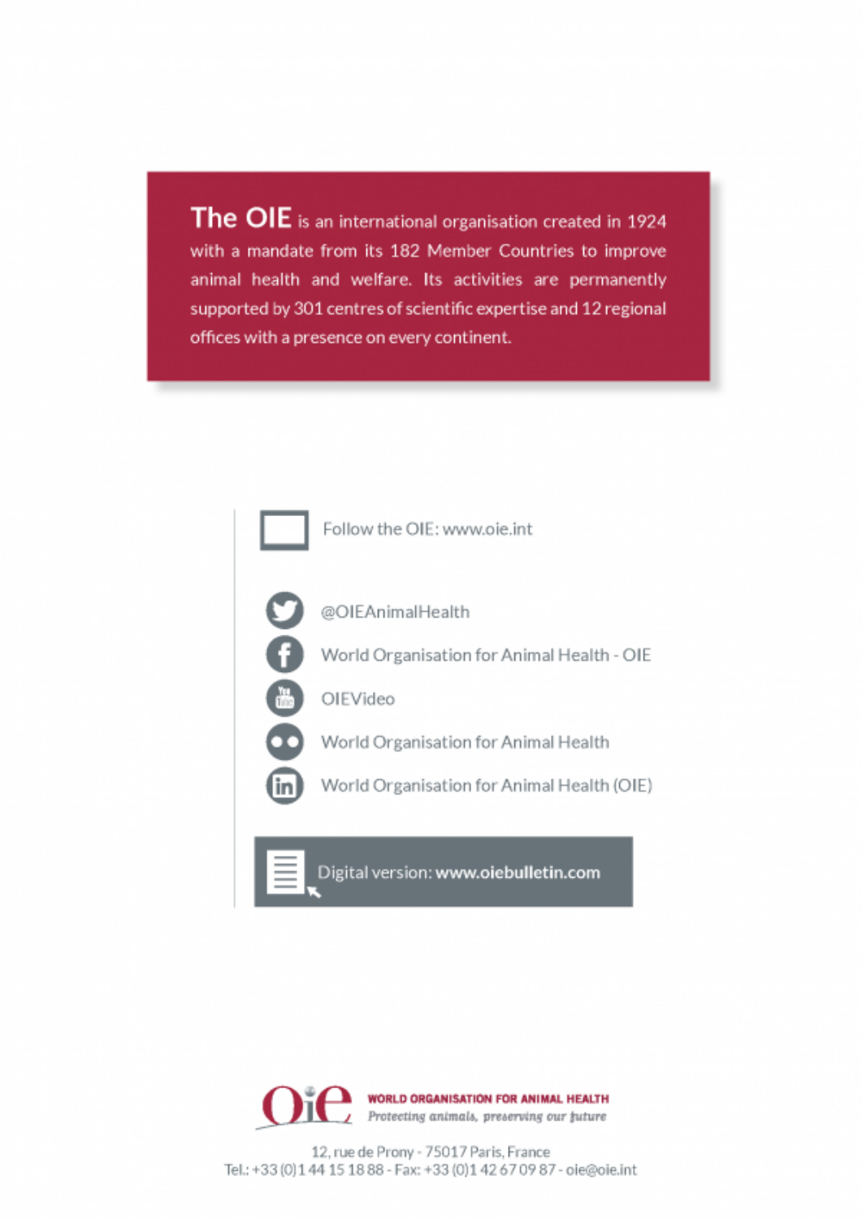**The OIE** is an international organisation created in 1924 with a mandate from its 182 Member Countries to improve animal health and welfare. Its activities are permanently supported by 301 centres of scientific expertise and 12 regional offices with a presence on every continent.

Follow the OIE: www.oie.int

@OIEAnimalHealth

World Organisation for Animal Health - OIE

OIEVideo

World Organisation for Animal Health

World Organisation for Animal Health (OIE)

Digital version: **www.oiebulletin.com**

**WORLD ORGANISATION FOR ANIMAL HEALTH**
*Protecting animals, preserving our future*

12, rue de Prony - 75017 Paris, France
Tel.: +33 (0)1 44 15 18 88 - Fax: +33 (0)1 42 67 09 87 - oie@oie.int